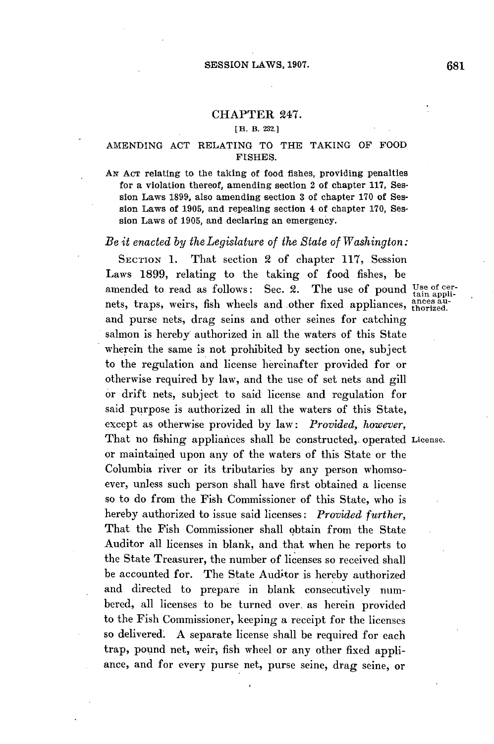## CHAPTER 247.

[H. B. 232.]

### AMENDING ACT RELATING TO THE TAKING OF FOOD FISHES.

AN ACT relating to the taking of food fishes, providing penalties for a violation thereof, amending section 2 of chapter 117, Session Laws 1899, also amending section 3 of chapter 170 of Session Laws of 1905, and repealing section 4 of chapter 170, Session Laws of 1905, and declaring an emergency.

*Be it enacted by the Legislature of the State of Washington:*

SECTION 1. That section 2 of chapter 117, Session Laws 1899, relating to the taking of food fishes, be amended to read as follows: Sec. 2. The use of pound nets, traps, weirs, fish wheels and other fixed appliances, and purse nets, drag seins and other seines for catching salmon is hereby authorized in all the waters of this State wherein the same is not prohibited by section one, subject to the regulation and license hereinafter provided for or otherwise required by law, and the use of set nets and gill or drift nets, subject to said license and regulation for said purpose is authorized in all the waters of this State, except as otherwise provided by law: *Provided, however,* That no fishing appliances shall be constructed, operated or maintained upon any of the waters of this State or the Columbia river or its tributaries by any person whomsoever, unless such person shall have first obtained a license so to do from the Fish Commissioner of this State, who is hereby authorized to issue said licenses: *Provided further,* That the Fish Commissioner shall obtain from the State Auditor all licenses in blank, and that when he reports to the State Treasurer, the number of licenses so received shall be accounted for. The State Auditor is hereby authorized and directed to prepare in blank consecutively numbered, all licenses to be turned over as herein provided to the Fish Commissioner, keeping a receipt for the licenses so delivered. A separate license shall be required for each trap, pound net, weir, fish wheel or any other fixed appliance, and for every purse net, purse seine, drag seine, or

Use of certain appliances authorized.

License.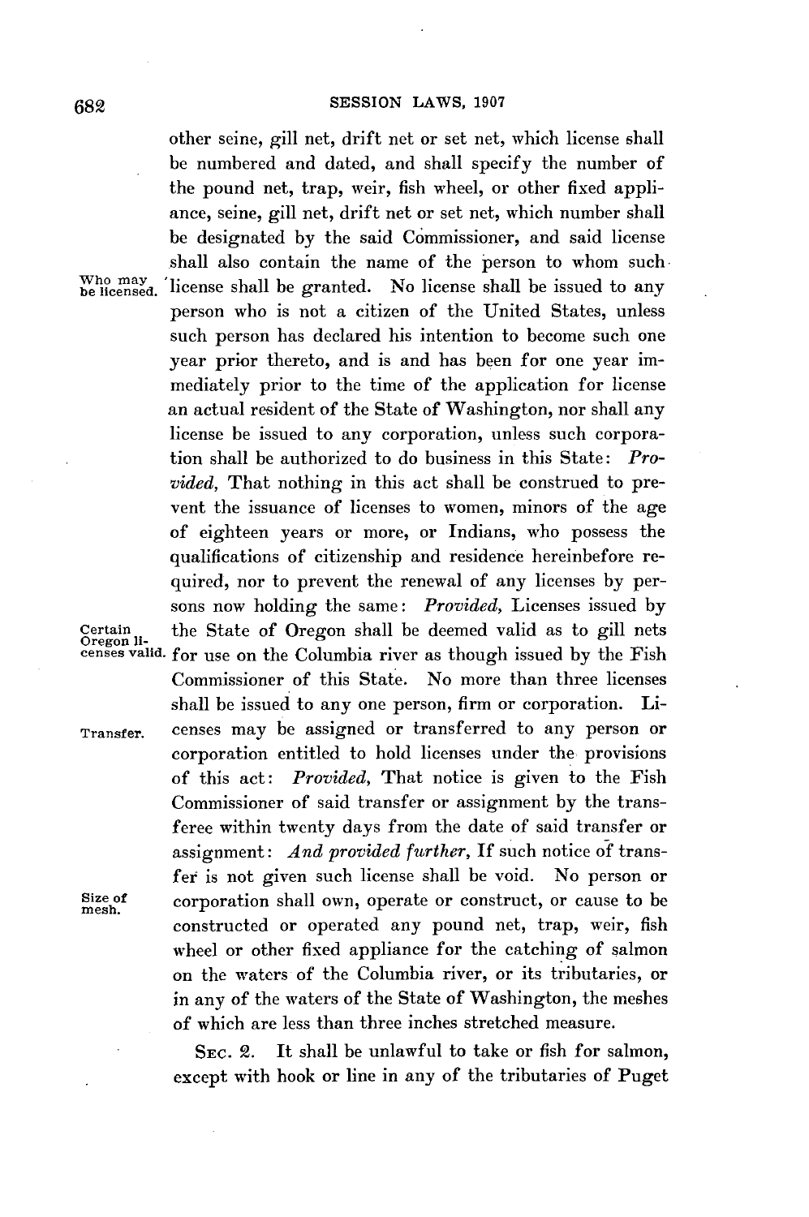other seine, gill net, drift net or set net, which license shall be numbered and dated, and shall specify the number of the pound net, trap, weir, fish wheel, or other fixed appliance, seine, gill net, drift net or set net, which number shall be designated by the said Commissioner, and said license shall also contain the name of the person to whom such license shall be granted. No license shall be issued to any person who is not a citizen of the United States, unless such person has declared his intention to become such one year prior thereto, and is and has been for one year immediately prior to the time of the application for license an actual resident of the State of Washington, nor shall any license be issued to any corporation, unless such corporation shall be authorized to do business in this State: *Provided*, That nothing in this act shall be construed to prevent the issuance of licenses to women, minors of the age of eighteen years or more, or Indians, who possess the qualifications of citizenship and residence hereinbefore required, nor to prevent the renewal of any licenses by persons now holding the same: *Provided*, Licenses issued by the State of Oregon shall be deemed valid as to gill nets for use on the Columbia river as though issued by the Fish Commissioner of this State. No more than three licenses shall be issued to any one person, firm or corporation. Licenses may be assigned or transferred to any person or corporation entitled to hold licenses under the provisions of this act: *Provided*, That notice is given to the Fish Commissioner of said transfer or assignment by the transferee within twenty days from the date of said transfer or assignment: *And provided further*, If such notice of transfer is not given such license shall be void. No person or corporation shall own, operate or construct, or cause to be constructed or operated any pound net, trap, weir, fish wheel or other fixed appliance for the catching of salmon on the waters of the Columbia river, or its tributaries, or in any of the waters of the State of Washington, the meshes of which are less than three inches stretched measure.

Who may be licensed.

Certain Oregon licenses valid.

Transfer.

Size of mesh.

SEC. 2. It shall be unlawful to take or fish for salmon, except with hook or line in any of the tributaries of Puget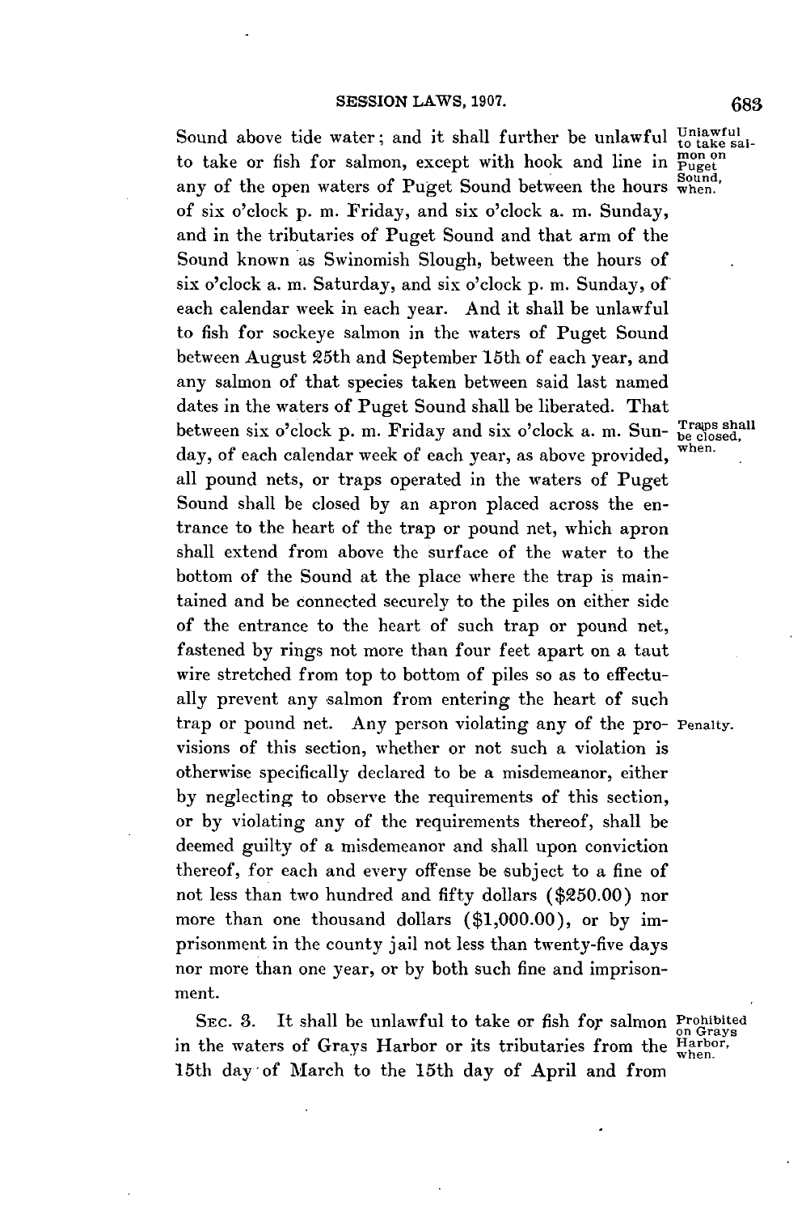Sound above tide water; and it shall further be unlawful to take or fish for salmon, except with hook and line in any of the open waters of Puget Sound between the hours of six o'clock p. m. Friday, and six o'clock a. m. Sunday, and in the tributaries of Puget Sound and that arm of the Sound known as Swinomish Slough, between the hours of six o'clock a. m. Saturday, and six o'clock p. m. Sunday, of each calendar week in each year. And it shall be unlawful to fish for sockeye salmon in the waters of Puget Sound between August 25th and September 15th of each year, and any salmon of that species taken between said last named dates in the waters of Puget Sound shall be liberated. That between six o'clock p. m. Friday and six o'clock a. m. Sunday, of each calendar week of each year, as above provided, all pound nets, or traps operated in the waters of Puget Sound shall be closed by an apron placed across the entrance to the heart of the trap or pound net, which apron shall extend from above the surface of the water to the bottom of the Sound at the place where the trap is maintained and be connected securely to the piles on either side of the entrance to the heart of such trap or pound net, fastened by rings not more than four feet apart on a taut wire stretched from top to bottom of piles so as to effectually prevent any salmon from entering the heart of such trap or pound net. Any person violating any of the provisions of this section, whether or not such a violation is otherwise specifically declared to be a misdemeanor, either by neglecting to observe the requirements of this section, or by violating any of the requirements thereof, shall be deemed guilty of a misdemeanor and shall upon conviction thereof, for each and every offense be subject to a fine of not less than two hundred and fifty dollars ($250.00) nor more than one thousand dollars ($1,000.00), or by imprisonment in the county jail not less than twenty-five days nor more than one year, or by both such fine and imprisonment.

*Unlawful to take salmon on Puget Sound, when.*

*Traps shall be closed, when.*

*Penalty.*

SEC. 3. It shall be unlawful to take or fish for salmon in the waters of Grays Harbor or its tributaries from the 15th day of March to the 15th day of April and from

*Prohibited on Grays Harbor, when.*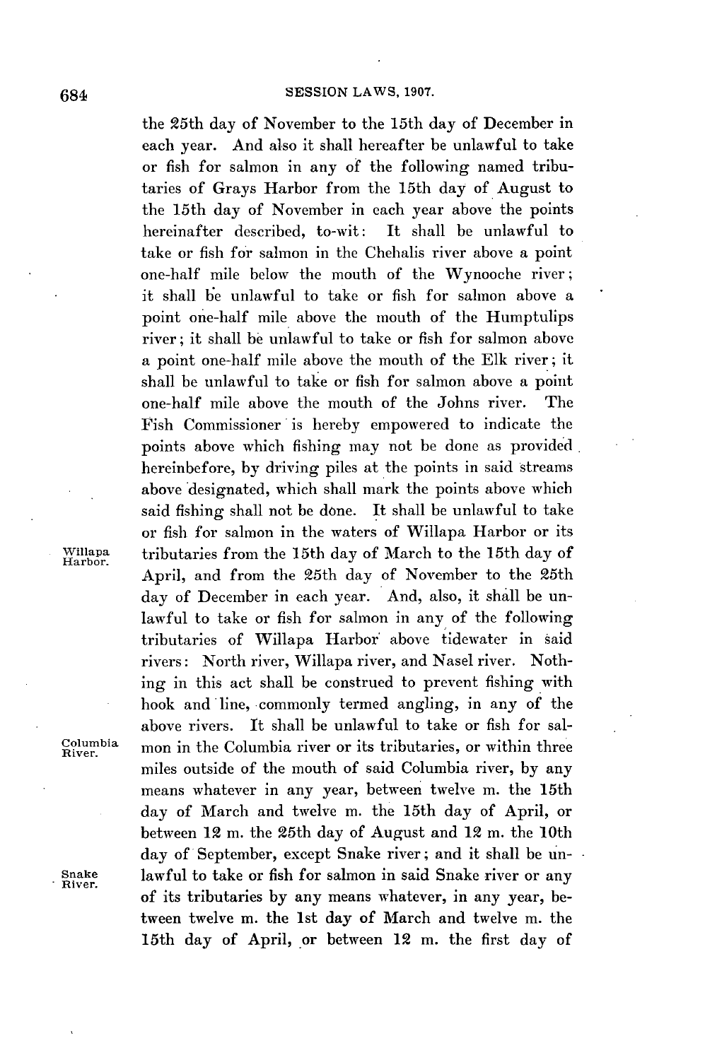the 25th day of November to the 15th day of December in each year. And also it shall hereafter be unlawful to take or fish for salmon in any of the following named tributaries of Grays Harbor from the 15th day of August to the 15th day of November in each year above the points hereinafter described, to-wit: It shall be unlawful to take or fish for salmon in the Chehalis river above a point one-half mile below the mouth of the Wynooche river; it shall be unlawful to take or fish for salmon above a point one-half mile above the mouth of the Humptulips river; it shall be unlawful to take or fish for salmon above a point one-half mile above the mouth of the Elk river; it shall be unlawful to take or fish for salmon above a point one-half mile above the mouth of the Johns river. The Fish Commissioner is hereby empowered to indicate the points above which fishing may not be done as provided hereinbefore, by driving piles at the points in said streams above designated, which shall mark the points above which said fishing shall not be done. It shall be unlawful to take or fish for salmon in the waters of Willapa Harbor or its tributaries from the 15th day of March to the 15th day of April, and from the 25th day of November to the 25th day of December in each year. And, also, it shall be unlawful to take or fish for salmon in any of the following tributaries of Willapa Harbor above tidewater in said rivers: North river, Willapa river, and Nasel river. Nothing in this act shall be construed to prevent fishing with hook and line, commonly termed angling, in any of the above rivers. It shall be unlawful to take or fish for salmon in the Columbia river or its tributaries, or within three miles outside of the mouth of said Columbia river, by any means whatever in any year, between twelve m. the 15th day of March and twelve m. the 15th day of April, or between 12 m. the 25th day of August and 12 m. the 10th day of September, except Snake river; and it shall be unlawful to take or fish for salmon in said Snake river or any of its tributaries by any means whatever, in any year, between twelve m. the 1st day of March and twelve m. the 15th day of April, or between 12 m. the first day of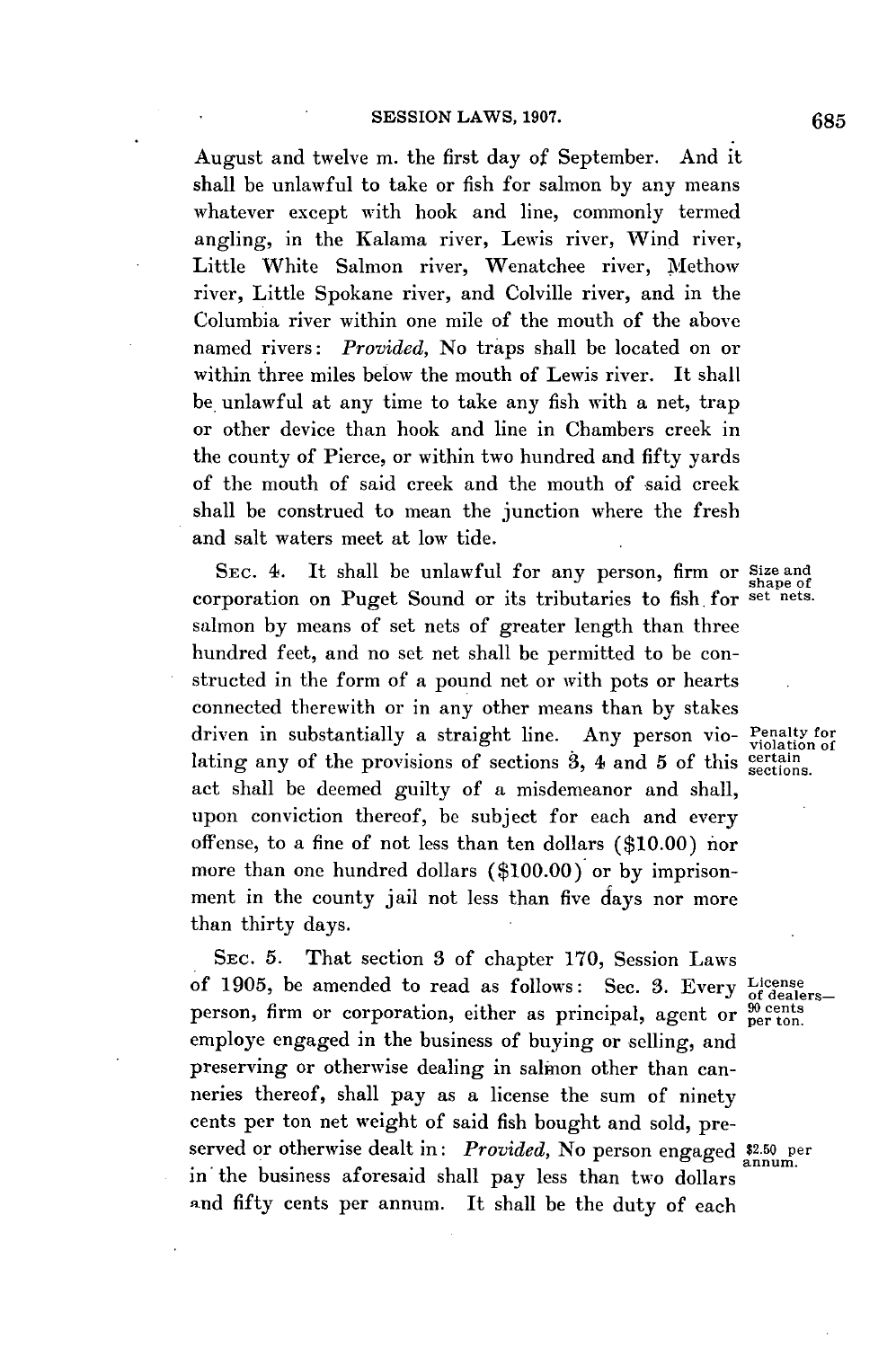August and twelve m. the first day of September. And it shall be unlawful to take or fish for salmon by any means whatever except with hook and line, commonly termed angling, in the Kalama river, Lewis river, Wind river, Little White Salmon river, Wenatchee river, Methow river, Little Spokane river, and Colville river, and in the Columbia river within one mile of the mouth of the above named rivers: *Provided,* No traps shall be located on or within three miles below the mouth of Lewis river. It shall be unlawful at any time to take any fish with a net, trap or other device than hook and line in Chambers creek in the county of Pierce, or within two hundred and fifty yards of the mouth of said creek and the mouth of said creek shall be construed to mean the junction where the fresh and salt waters meet at low tide.

Size and shape of set nets.

SEC. 4. It shall be unlawful for any person, firm or corporation on Puget Sound or its tributaries to fish for salmon by means of set nets of greater length than three hundred feet, and no set net shall be permitted to be constructed in the form of a pound net or with pots or hearts connected therewith or in any other means than by stakes driven in substantially a straight line. Any person violating any of the provisions of sections 3, 4 and 5 of this act shall be deemed guilty of a misdemeanor and shall, upon conviction thereof, be subject for each and every offense, to a fine of not less than ten dollars ($10.00) nor more than one hundred dollars ($100.00) or by imprisonment in the county jail not less than five days nor more than thirty days.

Penalty for violation of certain sections.

License of dealers—90 cents per ton.

SEC. 5. That section 3 of chapter 170, Session Laws of 1905, be amended to read as follows: Sec. 3. Every person, firm or corporation, either as principal, agent or employe engaged in the business of buying or selling, and preserving or otherwise dealing in salmon other than canneries thereof, shall pay as a license the sum of ninety cents per ton net weight of said fish bought and sold, preserved or otherwise dealt in: *Provided,* No person engaged in the business aforesaid shall pay less than two dollars and fifty cents per annum. It shall be the duty of each

$2.50 per annum.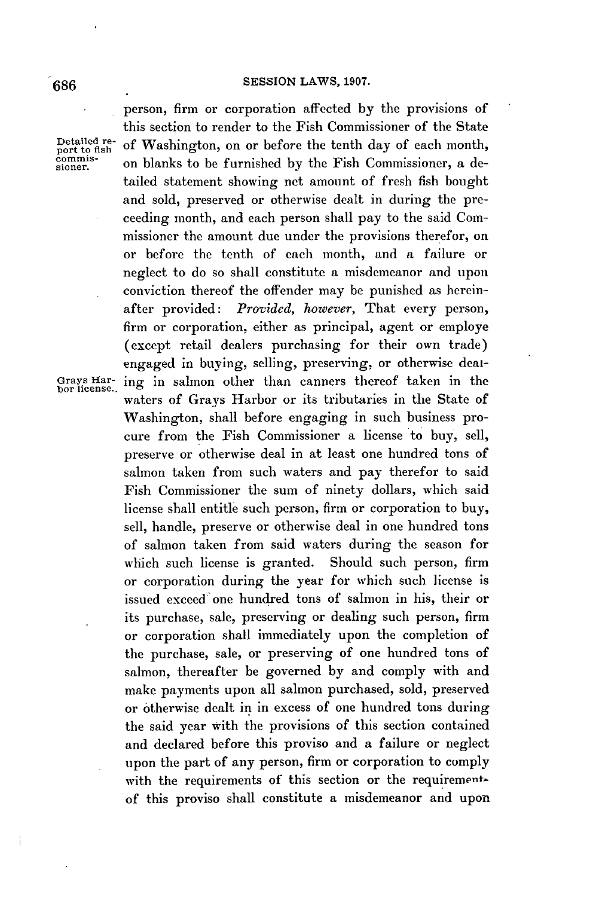person, firm or corporation affected by the provisions of this section to render to the Fish Commissioner of the State of Washington, on or before the tenth day of each month, on blanks to be furnished by the Fish Commissioner, a detailed statement showing net amount of fresh fish bought and sold, preserved or otherwise dealt in during the preceeding month, and each person shall pay to the said Commissioner the amount due under the provisions therefor, on or before the tenth of each month, and a failure or neglect to do so shall constitute a misdemeanor and upon conviction thereof the offender may be punished as hereinafter provided: *Provided, however,* That every person, firm or corporation, either as principal, agent or employe (except retail dealers purchasing for their own trade) engaged in buying, selling, preserving, or otherwise dealing in salmon other than canners thereof taken in the waters of Grays Harbor or its tributaries in the State of Washington, shall before engaging in such business procure from the Fish Commissioner a license to buy, sell, preserve or otherwise deal in at least one hundred tons of salmon taken from such waters and pay therefor to said Fish Commissioner the sum of ninety dollars, which said license shall entitle such person, firm or corporation to buy, sell, handle, preserve or otherwise deal in one hundred tons of salmon taken from said waters during the season for which such license is granted. Should such person, firm or corporation during the year for which such license is issued exceed one hundred tons of salmon in his, their or its purchase, sale, preserving or dealing such person, firm or corporation shall immediately upon the completion of the purchase, sale, or preserving of one hundred tons of salmon, thereafter be governed by and comply with and make payments upon all salmon purchased, sold, preserved or otherwise dealt in in excess of one hundred tons during the said year with the provisions of this section contained and declared before this proviso and a failure or neglect upon the part of any person, firm or corporation to comply with the requirements of this section or the requirements of this proviso shall constitute a misdemeanor and upon

Detailed report to fish commissioner.

Grays Harbor license.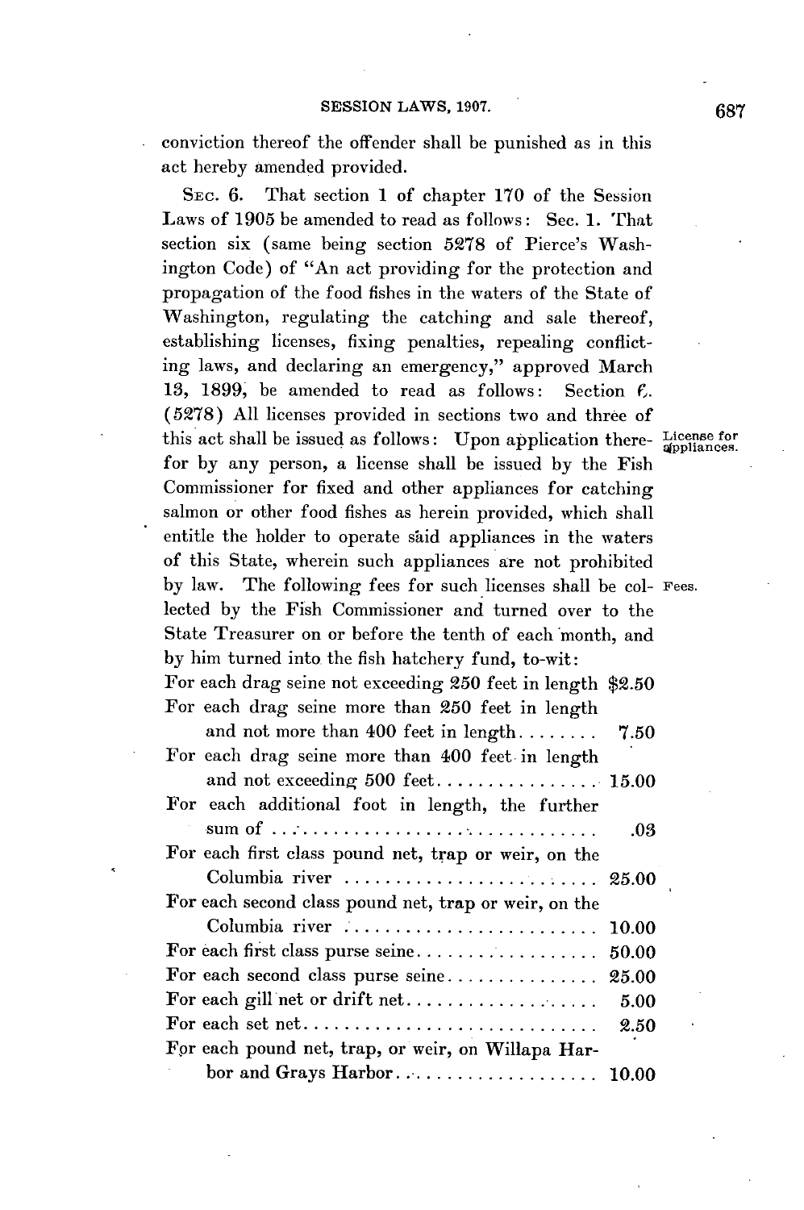conviction thereof the offender shall be punished as in this act hereby amended provided.

SEC. 6. That section 1 of chapter 170 of the Session Laws of 1905 be amended to read as follows: Sec. 1. That section six (same being section 5278 of Pierce's Washington Code) of "An act providing for the protection and propagation of the food fishes in the waters of the State of Washington, regulating the catching and sale thereof, establishing licenses, fixing penalties, repealing conflicting laws, and declaring an emergency," approved March 13, 1899, be amended to read as follows: Section 6. (5278) All licenses provided in sections two and three of this act shall be issued as follows: Upon application therefor by any person, a license shall be issued by the Fish Commissioner for fixed and other appliances for catching salmon or other food fishes as herein provided, which shall entitle the holder to operate said appliances in the waters of this State, wherein such appliances are not prohibited by law. The following fees for such licenses shall be collected by the Fish Commissioner and turned over to the State Treasurer on or before the tenth of each month, and by him turned into the fish hatchery fund, to-wit:

License for appliances.

Fees.

| | |
|---|---|
| For each drag seine not exceeding 250 feet in length | $2.50 |
| For each drag seine more than 250 feet in length and not more than 400 feet in length | 7.50 |
| For each drag seine more than 400 feet in length and not exceeding 500 feet | 15.00 |
| For each additional foot in length, the further sum of | .03 |
| For each first class pound net, trap or weir, on the Columbia river | 25.00 |
| For each second class pound net, trap or weir, on the Columbia river | 10.00 |
| For each first class purse seine | 50.00 |
| For each second class purse seine | 25.00 |
| For each gill net or drift net | 5.00 |
| For each set net | 2.50 |
| For each pound net, trap, or weir, on Willapa Harbor and Grays Harbor | 10.00 |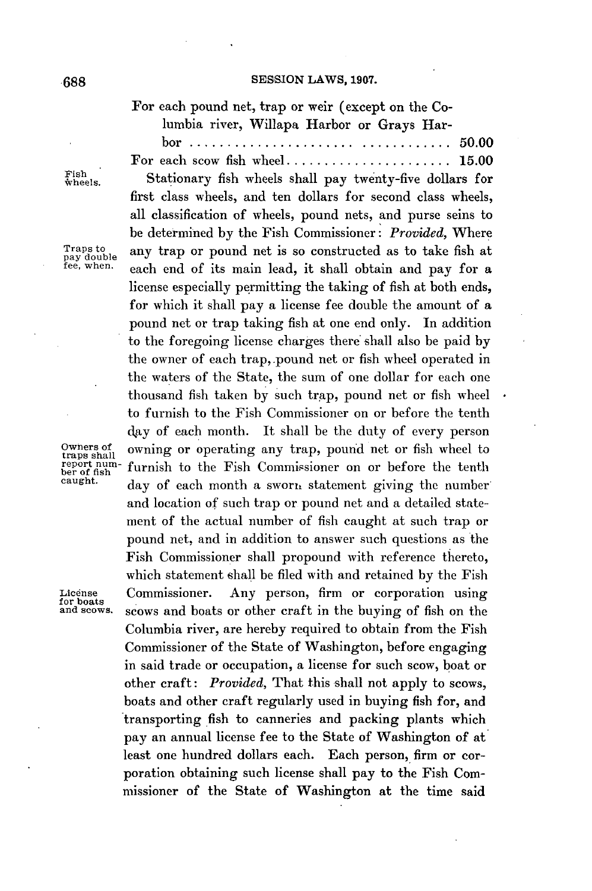For each pound net, trap or weir (except on the Columbia river, Willapa Harbor or Grays Harbor ........................................ 50.00

For each scow fish wheel........................ 15.00

Fish wheels.

Stationary fish wheels shall pay twenty-five dollars for first class wheels, and ten dollars for second class wheels, all classification of wheels, pound nets, and purse seins to be determined by the Fish Commissioner: *Provided,* Where any trap or pound net is so constructed as to take fish at each end of its main lead, it shall obtain and pay for a license especially permitting the taking of fish at both ends, for which it shall pay a license fee double the amount of a pound net or trap taking fish at one end only. In addition to the foregoing license charges there shall also be paid by the owner of each trap, pound net or fish wheel operated in the waters of the State, the sum of one dollar for each one thousand fish taken by such trap, pound net or fish wheel to furnish to the Fish Commissioner on or before the tenth day of each month. It shall be the duty of every person owning or operating any trap, pound net or fish wheel to furnish to the Fish Commissioner on or before the tenth day of each month a sworn statement giving the number and location of such trap or pound net and a detailed statement of the actual number of fish caught at such trap or pound net, and in addition to answer such questions as the Fish Commissioner shall propound with reference thereto, which statement shall be filed with and retained by the Fish Commissioner. Any person, firm or corporation using scows and boats or other craft in the buying of fish on the Columbia river, are hereby required to obtain from the Fish Commissioner of the State of Washington, before engaging in said trade or occupation, a license for such scow, boat or other craft: *Provided,* That this shall not apply to scows, boats and other craft regularly used in buying fish for, and transporting fish to canneries and packing plants which pay an annual license fee to the State of Washington of at least one hundred dollars each. Each person, firm or corporation obtaining such license shall pay to the Fish Commissioner of the State of Washington at the time said

Traps to pay double fee, when.

Owners of traps shall report number of fish caught.

License for boats and scows.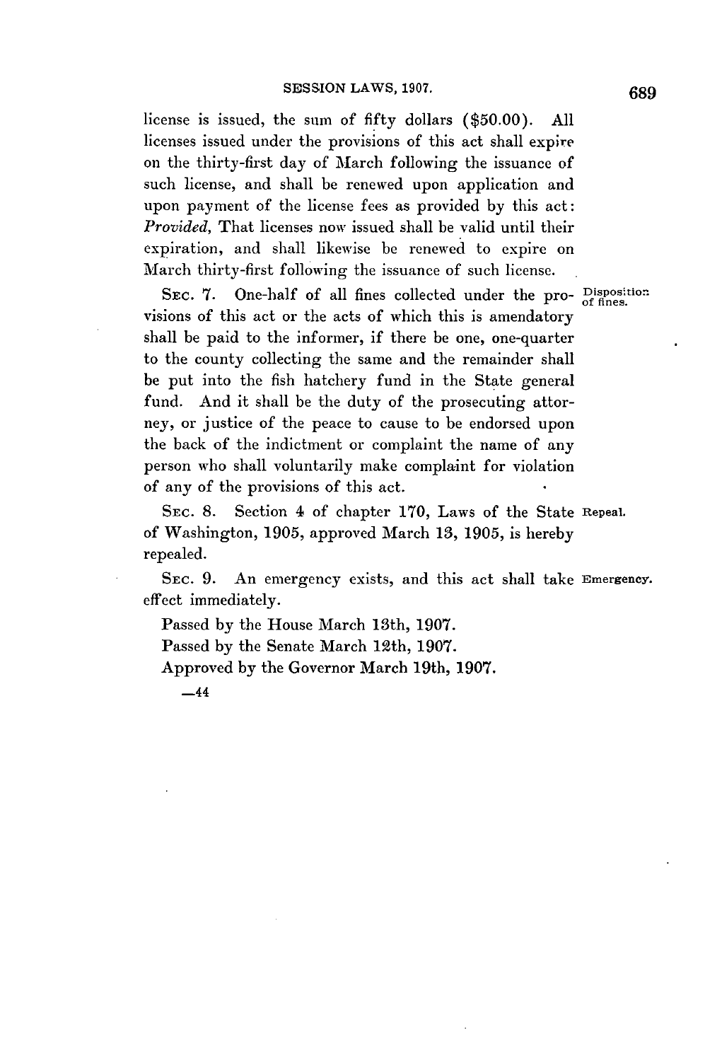license is issued, the sum of fifty dollars ($50.00). All licenses issued under the provisions of this act shall expire on the thirty-first day of March following the issuance of such license, and shall be renewed upon application and upon payment of the license fees as provided by this act: *Provided,* That licenses now issued shall be valid until their expiration, and shall likewise be renewed to expire on March thirty-first following the issuance of such license.

SEC. 7. One-half of all fines collected under the provisions of this act or the acts of which this is amendatory shall be paid to the informer, if there be one, one-quarter to the county collecting the same and the remainder shall be put into the fish hatchery fund in the State general fund. And it shall be the duty of the prosecuting attorney, or justice of the peace to cause to be endorsed upon the back of the indictment or complaint the name of any person who shall voluntarily make complaint for violation of any of the provisions of this act.

Disposition of fines.

SEC. 8. Section 4 of chapter 170, Laws of the State of Washington, 1905, approved March 13, 1905, is hereby repealed.

Repeal.

SEC. 9. An emergency exists, and this act shall take effect immediately.

Emergency.

Passed by the House March 13th, 1907.

Passed by the Senate March 12th, 1907.

Approved by the Governor March 19th, 1907.

—44